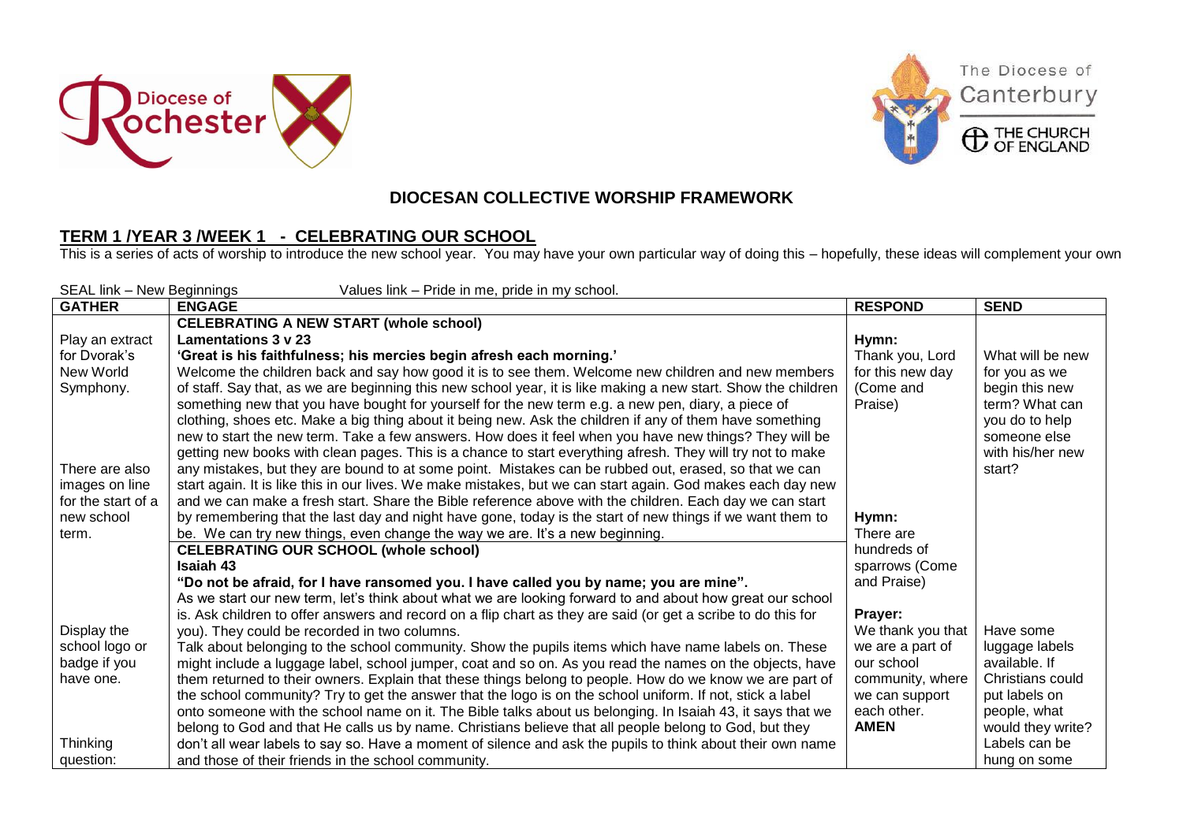## DIOCESAN COLLECTIVE WORSHIP FRAMEWORK

### TERM 1 /YEAR 3 /WEEK 1 - CELEBRATING OUR SCHOOL

This is a series of acts of worship to introduce the new school year. You may have your own particular way of doing this – hopefully, these ideas will complement your own

SEAL link – New Beginnings Values link – Pride in me, pride in my school.

| GATHER | ENGAGE | RESPOND | SEND |
|---|---|---|---|
| Play an extract for Dvorak's New World Symphony.<br><br>There are also images on line for the start of a new school term. | **CELEBRATING A NEW START (whole school)**<br>**Lamentations 3 v 23**<br>**'Great is his faithfulness; his mercies begin afresh each morning.'**<br>Welcome the children back and say how good it is to see them. Welcome new children and new members of staff. Say that, as we are beginning this new school year, it is like making a new start. Show the children something new that you have bought for yourself for the new term e.g. a new pen, diary, a piece of clothing, shoes etc. Make a big thing about it being new. Ask the children if any of them have something new to start the new term. Take a few answers. How does it feel when you have new things? They will be getting new books with clean pages. This is a chance to start everything afresh. They will try not to make any mistakes, but they are bound to at some point. Mistakes can be rubbed out, erased, so that we can start again. It is like this in our lives. We make mistakes, but we can start again. God makes each day new and we can make a fresh start. Share the Bible reference above with the children. Each day we can start by remembering that the last day and night have gone, today is the start of new things if we want them to be. We can try new things, even change the way we are. It's a new beginning. | **Hymn:**<br>Thank you, Lord for this new day (Come and Praise)<br><br>**Hymn:**<br>There are hundreds of sparrows (Come and Praise) | What will be new for you as we begin this new term? What can you do to help someone else with his/her new start? |
| Display the school logo or badge if you have one.<br><br>Thinking question: | **CELEBRATING OUR SCHOOL (whole school)**<br>**Isaiah 43**<br>**"Do not be afraid, for I have ransomed you. I have called you by name; you are mine".**<br>As we start our new term, let's think about what we are looking forward to and about how great our school is. Ask children to offer answers and record on a flip chart as they are said (or get a scribe to do this for you). They could be recorded in two columns.<br>Talk about belonging to the school community. Show the pupils items which have name labels on. These might include a luggage label, school jumper, coat and so on. As you read the names on the objects, have them returned to their owners. Explain that these things belong to people. How do we know we are part of the school community? Try to get the answer that the logo is on the school uniform. If not, stick a label onto someone with the school name on it. The Bible talks about us belonging. In Isaiah 43, it says that we belong to God and that He calls us by name. Christians believe that all people belong to God, but they don't all wear labels to say so. Have a moment of silence and ask the pupils to think about their own name and those of their friends in the school community. | **Prayer:**<br>We thank you that we are a part of our school community, where we can support each other.<br>**AMEN** | Have some luggage labels available. If Christians could put labels on people, what would they write? Labels can be hung on some |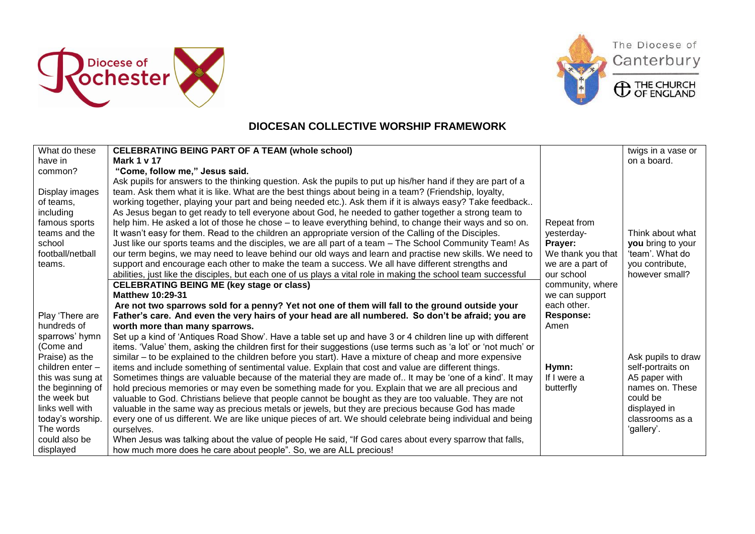## DIOCESAN COLLECTIVE WORSHIP FRAMEWORK

| | | | |
|---|---|---|---|
| What do these have in common?<br><br>Display images of teams, including famous sports teams and the school football/netball teams. | **CELEBRATING BEING PART OF A TEAM (whole school)**<br>**Mark 1 v 17**<br>**"Come, follow me," Jesus said.**<br>Ask pupils for answers to the thinking question. Ask the pupils to put up his/her hand if they are part of a team. Ask them what it is like. What are the best things about being in a team? (Friendship, loyalty, working together, playing your part and being needed etc.). Ask them if it is always easy? Take feedback..<br>As Jesus began to get ready to tell everyone about God, he needed to gather together a strong team to help him. He asked a lot of those he chose – to leave everything behind, to change their ways and so on. It wasn't easy for them. Read to the children an appropriate version of the Calling of the Disciples.<br>Just like our sports teams and the disciples, we are all part of a team – The School Community Team! As our term begins, we may need to leave behind our old ways and learn and practise new skills. We need to support and encourage each other to make the team a success. We all have different strengths and abilities, just like the disciples, but each one of us plays a vital role in making the school team successful | Repeat from yesterday-<br>**Prayer:**<br>We thank you that we are a part of our school community, where we can support each other.<br>**Response:**<br>Amen | twigs in a vase or on a board.<br><br>Think about what **you** bring to your 'team'. What do you contribute, however small? |
| Play 'There are hundreds of sparrows' hymn (Come and Praise) as the children enter – this was sung at the beginning of the week but links well with today's worship. The words could also be displayed | **CELEBRATING BEING ME (key stage or class)**<br>**Matthew 10:29-31**<br>**Are not two sparrows sold for a penny? Yet not one of them will fall to the ground outside your Father's care. And even the very hairs of your head are all numbered. So don't be afraid; you are worth more than many sparrows.**<br>Set up a kind of 'Antiques Road Show'. Have a table set up and have 3 or 4 children line up with different items. 'Value' them, asking the children first for their suggestions (use terms such as 'a lot' or 'not much' or similar – to be explained to the children before you start). Have a mixture of cheap and more expensive items and include something of sentimental value. Explain that cost and value are different things. Sometimes things are valuable because of the material they are made of.. It may be 'one of a kind'. It may hold precious memories or may even be something made for you. Explain that we are all precious and valuable to God. Christians believe that people cannot be bought as they are too valuable. They are not valuable in the same way as precious metals or jewels, but they are precious because God has made every one of us different. We are like unique pieces of art. We should celebrate being individual and being ourselves.<br>When Jesus was talking about the value of people He said, "If God cares about every sparrow that falls, how much more does he care about people". So, we are ALL precious! | **Hymn:**<br>If I were a butterfly | Ask pupils to draw self-portraits on A5 paper with names on. These could be displayed in classrooms as a 'gallery'. |